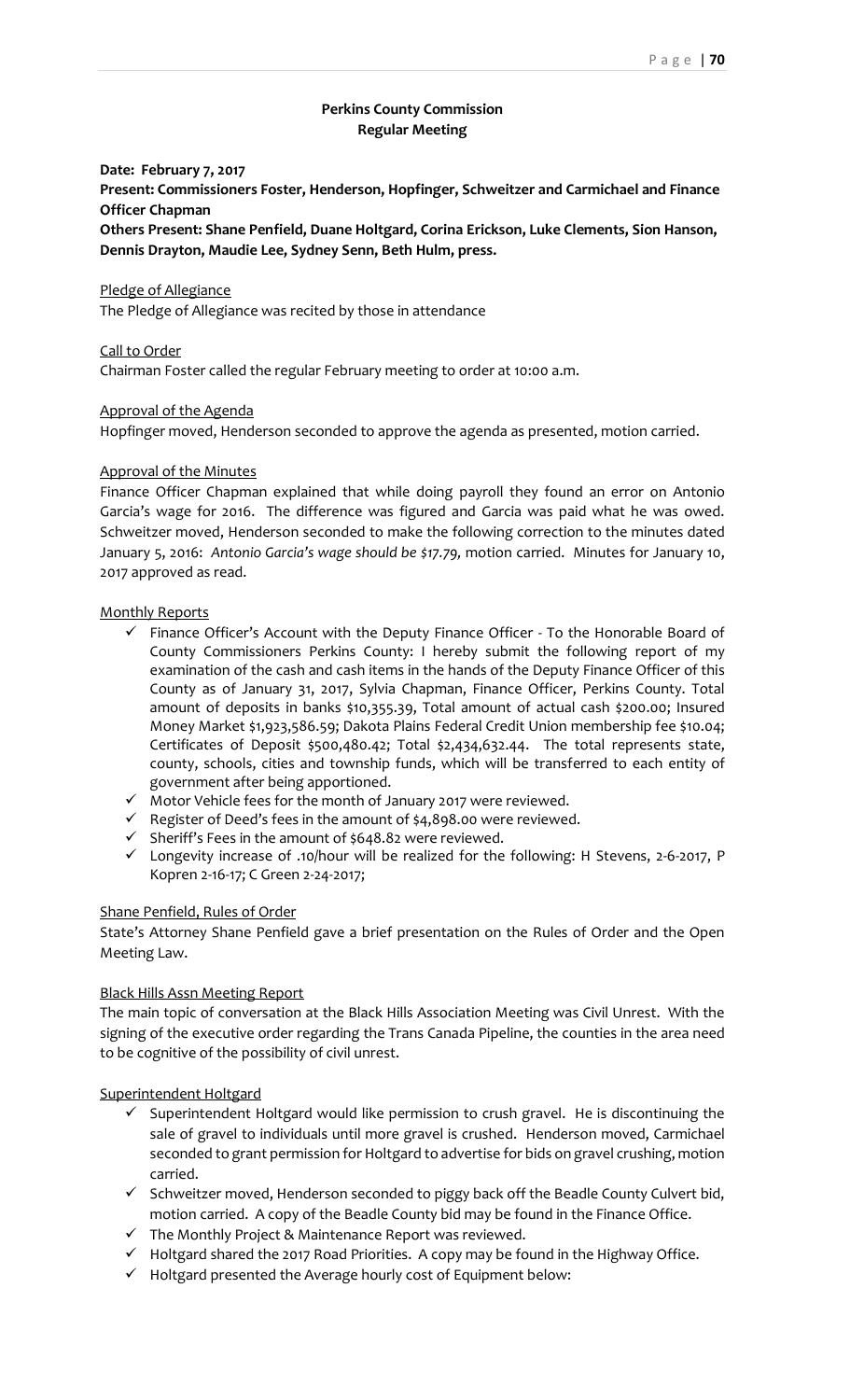## Perkins County Commission
## Regular Meeting

**Date: February 7, 2017**

**Present: Commissioners Foster, Henderson, Hopfinger, Schweitzer and Carmichael and Finance Officer Chapman**

**Others Present: Shane Penfield, Duane Holtgard, Corina Erickson, Luke Clements, Sion Hanson, Dennis Drayton, Maudie Lee, Sydney Senn, Beth Hulm, press.**

Pledge of Allegiance

The Pledge of Allegiance was recited by those in attendance

Call to Order

Chairman Foster called the regular February meeting to order at 10:00 a.m.

Approval of the Agenda

Hopfinger moved, Henderson seconded to approve the agenda as presented, motion carried.

Approval of the Minutes

Finance Officer Chapman explained that while doing payroll they found an error on Antonio Garcia's wage for 2016. The difference was figured and Garcia was paid what he was owed. Schweitzer moved, Henderson seconded to make the following correction to the minutes dated January 5, 2016: *Antonio Garcia's wage should be $17.79,* motion carried. Minutes for January 10, 2017 approved as read.

Monthly Reports

- ✓ Finance Officer's Account with the Deputy Finance Officer - To the Honorable Board of County Commissioners Perkins County: I hereby submit the following report of my examination of the cash and cash items in the hands of the Deputy Finance Officer of this County as of January 31, 2017, Sylvia Chapman, Finance Officer, Perkins County. Total amount of deposits in banks $10,355.39, Total amount of actual cash $200.00; Insured Money Market $1,923,586.59; Dakota Plains Federal Credit Union membership fee $10.04; Certificates of Deposit $500,480.42; Total $2,434,632.44. The total represents state, county, schools, cities and township funds, which will be transferred to each entity of government after being apportioned.
- ✓ Motor Vehicle fees for the month of January 2017 were reviewed.
- ✓ Register of Deed's fees in the amount of $4,898.00 were reviewed.
- ✓ Sheriff's Fees in the amount of $648.82 were reviewed.
- ✓ Longevity increase of .10/hour will be realized for the following: H Stevens, 2-6-2017, P Kopren 2-16-17; C Green 2-24-2017;

Shane Penfield, Rules of Order

State's Attorney Shane Penfield gave a brief presentation on the Rules of Order and the Open Meeting Law.

Black Hills Assn Meeting Report

The main topic of conversation at the Black Hills Association Meeting was Civil Unrest. With the signing of the executive order regarding the Trans Canada Pipeline, the counties in the area need to be cognitive of the possibility of civil unrest.

Superintendent Holtgard

- ✓ Superintendent Holtgard would like permission to crush gravel. He is discontinuing the sale of gravel to individuals until more gravel is crushed. Henderson moved, Carmichael seconded to grant permission for Holtgard to advertise for bids on gravel crushing, motion carried.
- ✓ Schweitzer moved, Henderson seconded to piggy back off the Beadle County Culvert bid, motion carried. A copy of the Beadle County bid may be found in the Finance Office.
- ✓ The Monthly Project & Maintenance Report was reviewed.
- ✓ Holtgard shared the 2017 Road Priorities. A copy may be found in the Highway Office.
- ✓ Holtgard presented the Average hourly cost of Equipment below: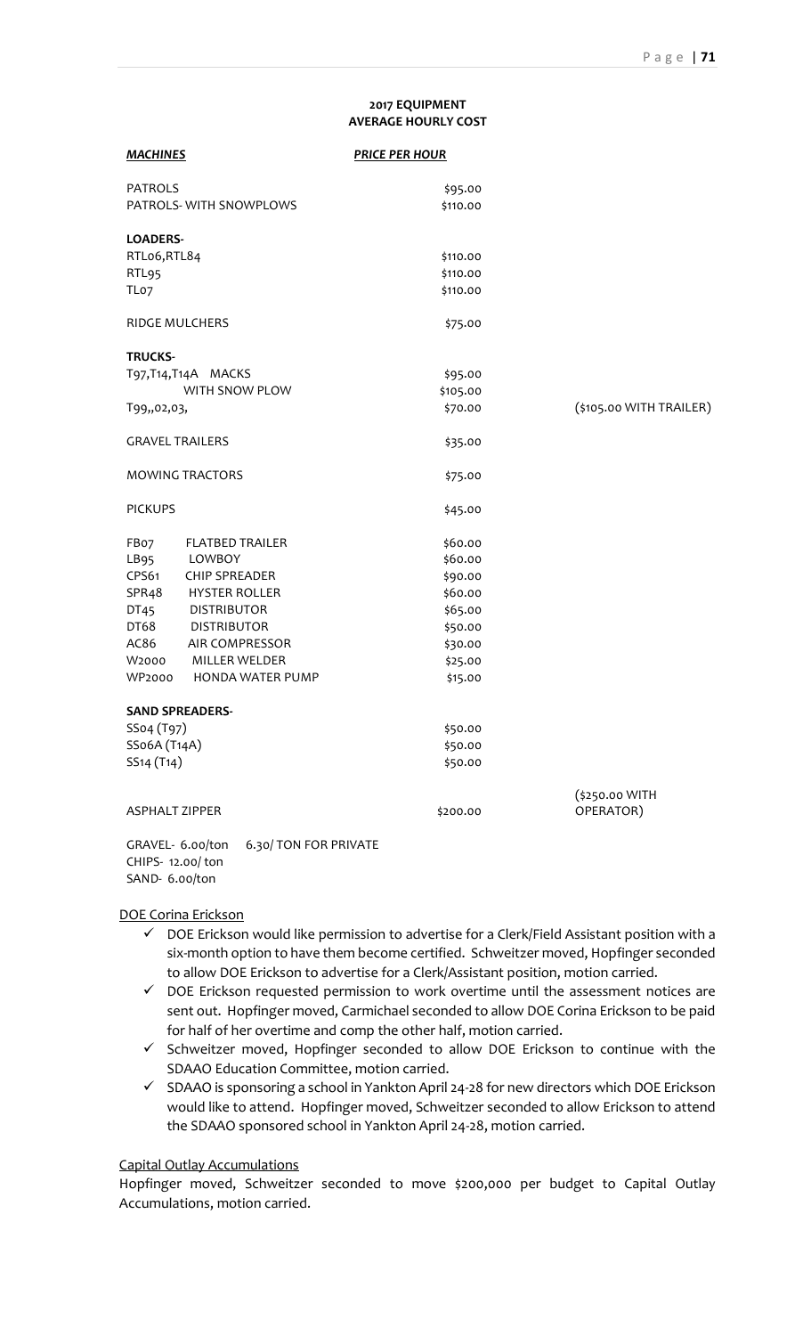**2017 EQUIPMENT**
**AVERAGE HOURLY COST**

| ***MACHINES*** | ***PRICE PER HOUR*** | |
|---|---|---|
| PATROLS | $95.00 | |
| PATROLS- WITH SNOWPLOWS | $110.00 | |
| **LOADERS-** | | |
| RTL06,RTL84 | $110.00 | |
| RTL95 | $110.00 | |
| TL07 | $110.00 | |
| RIDGE MULCHERS | $75.00 | |
| **TRUCKS-** | | |
| T97,T14,T14A MACKS | $95.00 | |
| WITH SNOW PLOW | $105.00 | |
| T99,,02,03, | $70.00 | ($105.00 WITH TRAILER) |
| GRAVEL TRAILERS | $35.00 | |
| MOWING TRACTORS | $75.00 | |
| PICKUPS | $45.00 | |
| FB07 FLATBED TRAILER | $60.00 | |
| LB95 LOWBOY | $60.00 | |
| CPS61 CHIP SPREADER | $90.00 | |
| SPR48 HYSTER ROLLER | $60.00 | |
| DT45 DISTRIBUTOR | $65.00 | |
| DT68 DISTRIBUTOR | $50.00 | |
| AC86 AIR COMPRESSOR | $30.00 | |
| W2000 MILLER WELDER | $25.00 | |
| WP2000 HONDA WATER PUMP | $15.00 | |
| **SAND SPREADERS-** | | |
| SS04 (T97) | $50.00 | |
| SS06A (T14A) | $50.00 | |
| SS14 (T14) | $50.00 | |
| ASPHALT ZIPPER | $200.00 | ($250.00 WITH OPERATOR) |

GRAVEL- 6.00/ton 6.30/ TON FOR PRIVATE
CHIPS- 12.00/ ton
SAND- 6.00/ton

DOE Corina Erickson

- ✓ DOE Erickson would like permission to advertise for a Clerk/Field Assistant position with a six-month option to have them become certified. Schweitzer moved, Hopfinger seconded to allow DOE Erickson to advertise for a Clerk/Assistant position, motion carried.
- ✓ DOE Erickson requested permission to work overtime until the assessment notices are sent out. Hopfinger moved, Carmichael seconded to allow DOE Corina Erickson to be paid for half of her overtime and comp the other half, motion carried.
- ✓ Schweitzer moved, Hopfinger seconded to allow DOE Erickson to continue with the SDAAO Education Committee, motion carried.
- ✓ SDAAO is sponsoring a school in Yankton April 24-28 for new directors which DOE Erickson would like to attend. Hopfinger moved, Schweitzer seconded to allow Erickson to attend the SDAAO sponsored school in Yankton April 24-28, motion carried.

Capital Outlay Accumulations

Hopfinger moved, Schweitzer seconded to move $200,000 per budget to Capital Outlay Accumulations, motion carried.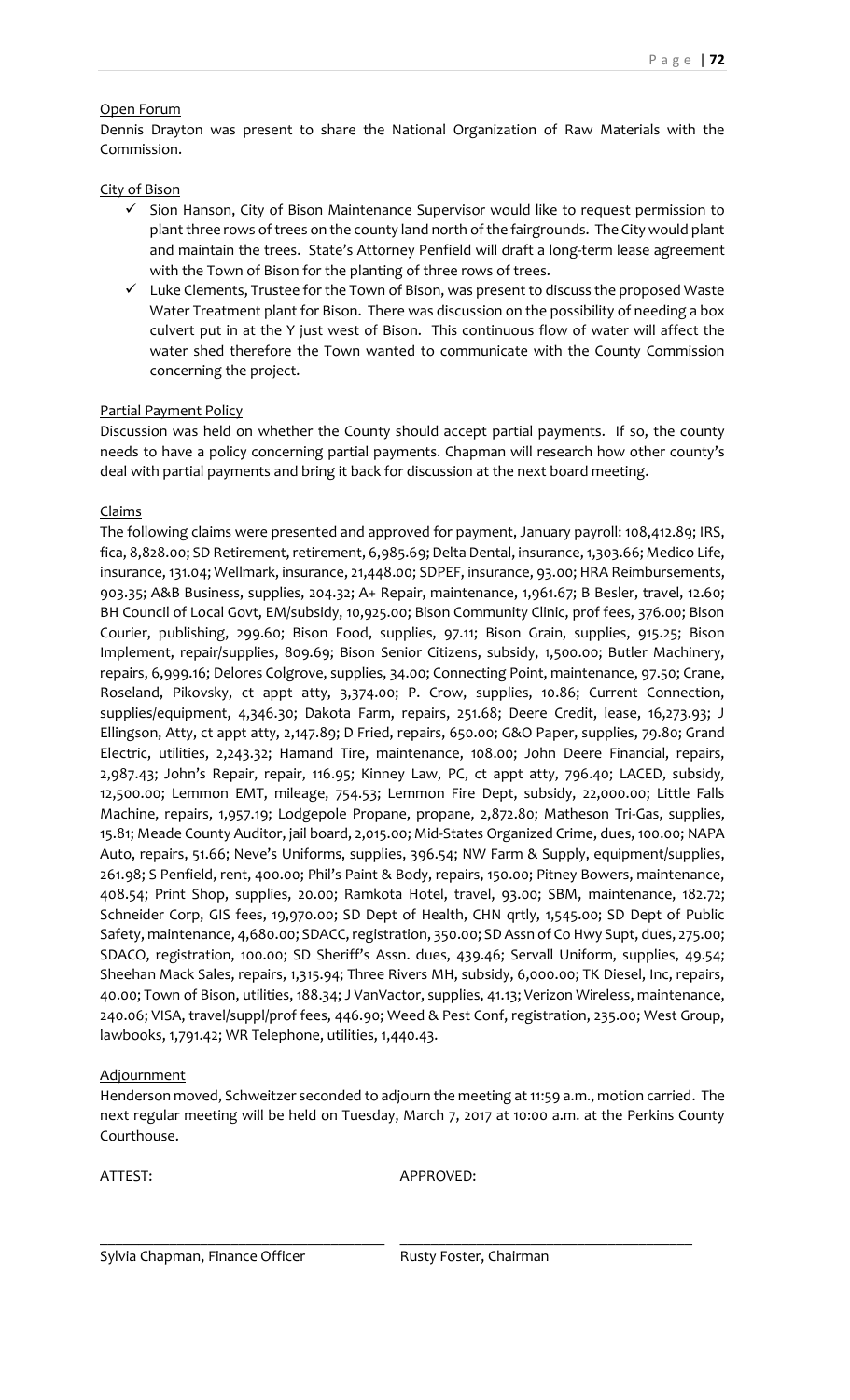Open Forum

Dennis Drayton was present to share the National Organization of Raw Materials with the Commission.

City of Bison

- ✓ Sion Hanson, City of Bison Maintenance Supervisor would like to request permission to plant three rows of trees on the county land north of the fairgrounds. The City would plant and maintain the trees. State's Attorney Penfield will draft a long-term lease agreement with the Town of Bison for the planting of three rows of trees.
- ✓ Luke Clements, Trustee for the Town of Bison, was present to discuss the proposed Waste Water Treatment plant for Bison. There was discussion on the possibility of needing a box culvert put in at the Y just west of Bison. This continuous flow of water will affect the water shed therefore the Town wanted to communicate with the County Commission concerning the project.

Partial Payment Policy

Discussion was held on whether the County should accept partial payments. If so, the county needs to have a policy concerning partial payments. Chapman will research how other county's deal with partial payments and bring it back for discussion at the next board meeting.

Claims

The following claims were presented and approved for payment, January payroll: 108,412.89; IRS, fica, 8,828.00; SD Retirement, retirement, 6,985.69; Delta Dental, insurance, 1,303.66; Medico Life, insurance, 131.04; Wellmark, insurance, 21,448.00; SDPEF, insurance, 93.00; HRA Reimbursements, 903.35; A&B Business, supplies, 204.32; A+ Repair, maintenance, 1,961.67; B Besler, travel, 12.60; BH Council of Local Govt, EM/subsidy, 10,925.00; Bison Community Clinic, prof fees, 376.00; Bison Courier, publishing, 299.60; Bison Food, supplies, 97.11; Bison Grain, supplies, 915.25; Bison Implement, repair/supplies, 809.69; Bison Senior Citizens, subsidy, 1,500.00; Butler Machinery, repairs, 6,999.16; Delores Colgrove, supplies, 34.00; Connecting Point, maintenance, 97.50; Crane, Roseland, Pikovsky, ct appt atty, 3,374.00; P. Crow, supplies, 10.86; Current Connection, supplies/equipment, 4,346.30; Dakota Farm, repairs, 251.68; Deere Credit, lease, 16,273.93; J Ellingson, Atty, ct appt atty, 2,147.89; D Fried, repairs, 650.00; G&O Paper, supplies, 79.80; Grand Electric, utilities, 2,243.32; Hamand Tire, maintenance, 108.00; John Deere Financial, repairs, 2,987.43; John's Repair, repair, 116.95; Kinney Law, PC, ct appt atty, 796.40; LACED, subsidy, 12,500.00; Lemmon EMT, mileage, 754.53; Lemmon Fire Dept, subsidy, 22,000.00; Little Falls Machine, repairs, 1,957.19; Lodgepole Propane, propane, 2,872.80; Matheson Tri-Gas, supplies, 15.81; Meade County Auditor, jail board, 2,015.00; Mid-States Organized Crime, dues, 100.00; NAPA Auto, repairs, 51.66; Neve's Uniforms, supplies, 396.54; NW Farm & Supply, equipment/supplies, 261.98; S Penfield, rent, 400.00; Phil's Paint & Body, repairs, 150.00; Pitney Bowers, maintenance, 408.54; Print Shop, supplies, 20.00; Ramkota Hotel, travel, 93.00; SBM, maintenance, 182.72; Schneider Corp, GIS fees, 19,970.00; SD Dept of Health, CHN qrtly, 1,545.00; SD Dept of Public Safety, maintenance, 4,680.00; SDACC, registration, 350.00; SD Assn of Co Hwy Supt, dues, 275.00; SDACO, registration, 100.00; SD Sheriff's Assn. dues, 439.46; Servall Uniform, supplies, 49.54; Sheehan Mack Sales, repairs, 1,315.94; Three Rivers MH, subsidy, 6,000.00; TK Diesel, Inc, repairs, 40.00; Town of Bison, utilities, 188.34; J VanVactor, supplies, 41.13; Verizon Wireless, maintenance, 240.06; VISA, travel/suppl/prof fees, 446.90; Weed & Pest Conf, registration, 235.00; West Group, lawbooks, 1,791.42; WR Telephone, utilities, 1,440.43.

Adjournment

Henderson moved, Schweitzer seconded to adjourn the meeting at 11:59 a.m., motion carried. The next regular meeting will be held on Tuesday, March 7, 2017 at 10:00 a.m. at the Perkins County Courthouse.

ATTEST: APPROVED:

\_\_\_\_\_\_\_\_\_\_\_\_\_\_\_\_\_\_\_\_\_\_\_\_\_\_\_\_\_\_\_\_ \_\_\_\_\_\_\_\_\_\_\_\_\_\_\_\_\_\_\_\_\_\_\_\_\_\_\_\_\_\_\_\_

Sylvia Chapman, Finance Officer Rusty Foster, Chairman